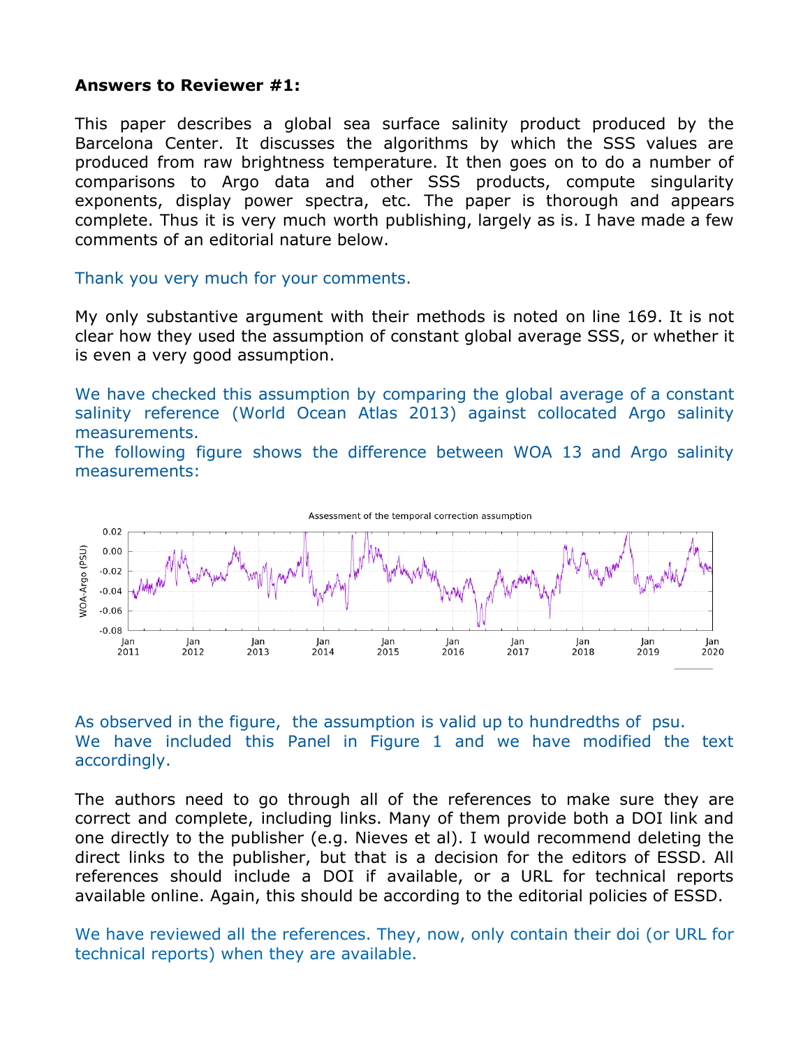**Answers to Reviewer #1:**

This paper describes a global sea surface salinity product produced by the Barcelona Center. It discusses the algorithms by which the SSS values are produced from raw brightness temperature. It then goes on to do a number of comparisons to Argo data and other SSS products, compute singularity exponents, display power spectra, etc. The paper is thorough and appears complete. Thus it is very much worth publishing, largely as is. I have made a few comments of an editorial nature below.

Thank you very much for your comments.

My only substantive argument with their methods is noted on line 169. It is not clear how they used the assumption of constant global average SSS, or whether it is even a very good assumption.

We have checked this assumption by comparing the global average of a constant salinity reference (World Ocean Atlas 2013) against collocated Argo salinity measurements.
The following figure shows the difference between WOA 13 and Argo salinity measurements:

As observed in the figure, the assumption is valid up to hundredths of psu.
We have included this Panel in Figure 1 and we have modified the text accordingly.

The authors need to go through all of the references to make sure they are correct and complete, including links. Many of them provide both a DOI link and one directly to the publisher (e.g. Nieves et al). I would recommend deleting the direct links to the publisher, but that is a decision for the editors of ESSD. All references should include a DOI if available, or a URL for technical reports available online. Again, this should be according to the editorial policies of ESSD.

We have reviewed all the references. They, now, only contain their doi (or URL for technical reports) when they are available.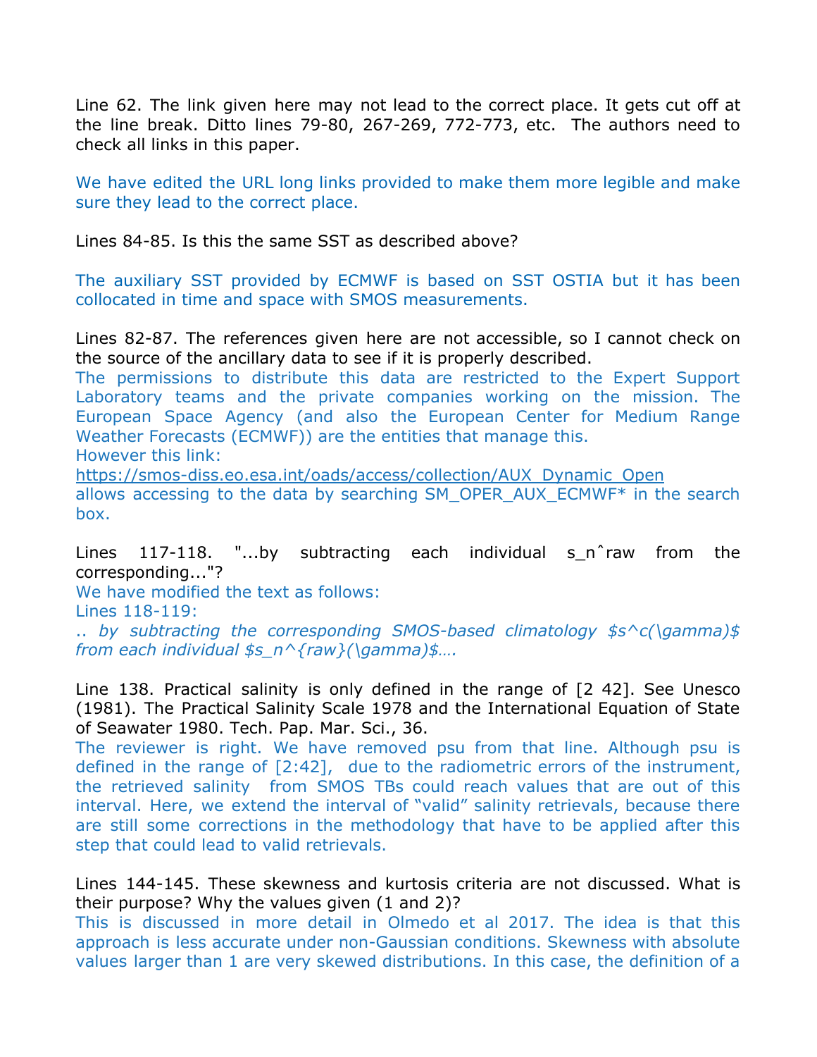Line 62. The link given here may not lead to the correct place. It gets cut off at the line break. Ditto lines 79-80, 267-269, 772-773, etc. The authors need to check all links in this paper.

We have edited the URL long links provided to make them more legible and make sure they lead to the correct place.

Lines 84-85. Is this the same SST as described above?

The auxiliary SST provided by ECMWF is based on SST OSTIA but it has been collocated in time and space with SMOS measurements.

Lines 82-87. The references given here are not accessible, so I cannot check on the source of the ancillary data to see if it is properly described.

The permissions to distribute this data are restricted to the Expert Support Laboratory teams and the private companies working on the mission. The European Space Agency (and also the European Center for Medium Range Weather Forecasts (ECMWF)) are the entities that manage this.

However this link:

https://smos-diss.eo.esa.int/oads/access/collection/AUX_Dynamic_Open

allows accessing to the data by searching SM_OPER_AUX_ECMWF* in the search box.

Lines 117-118. "...by subtracting each individual s_nˆraw from the corresponding..."?

We have modified the text as follows:

Lines 118-119:

*.. by subtracting the corresponding SMOS-based climatology $s^c(\gamma)$ from each individual $s_n^{raw}(\gamma)$….*

Line 138. Practical salinity is only defined in the range of [2 42]. See Unesco (1981). The Practical Salinity Scale 1978 and the International Equation of State of Seawater 1980. Tech. Pap. Mar. Sci., 36.

The reviewer is right. We have removed psu from that line. Although psu is defined in the range of [2:42], due to the radiometric errors of the instrument, the retrieved salinity from SMOS TBs could reach values that are out of this interval. Here, we extend the interval of "valid" salinity retrievals, because there are still some corrections in the methodology that have to be applied after this step that could lead to valid retrievals.

Lines 144-145. These skewness and kurtosis criteria are not discussed. What is their purpose? Why the values given (1 and 2)?

This is discussed in more detail in Olmedo et al 2017. The idea is that this approach is less accurate under non-Gaussian conditions. Skewness with absolute values larger than 1 are very skewed distributions. In this case, the definition of a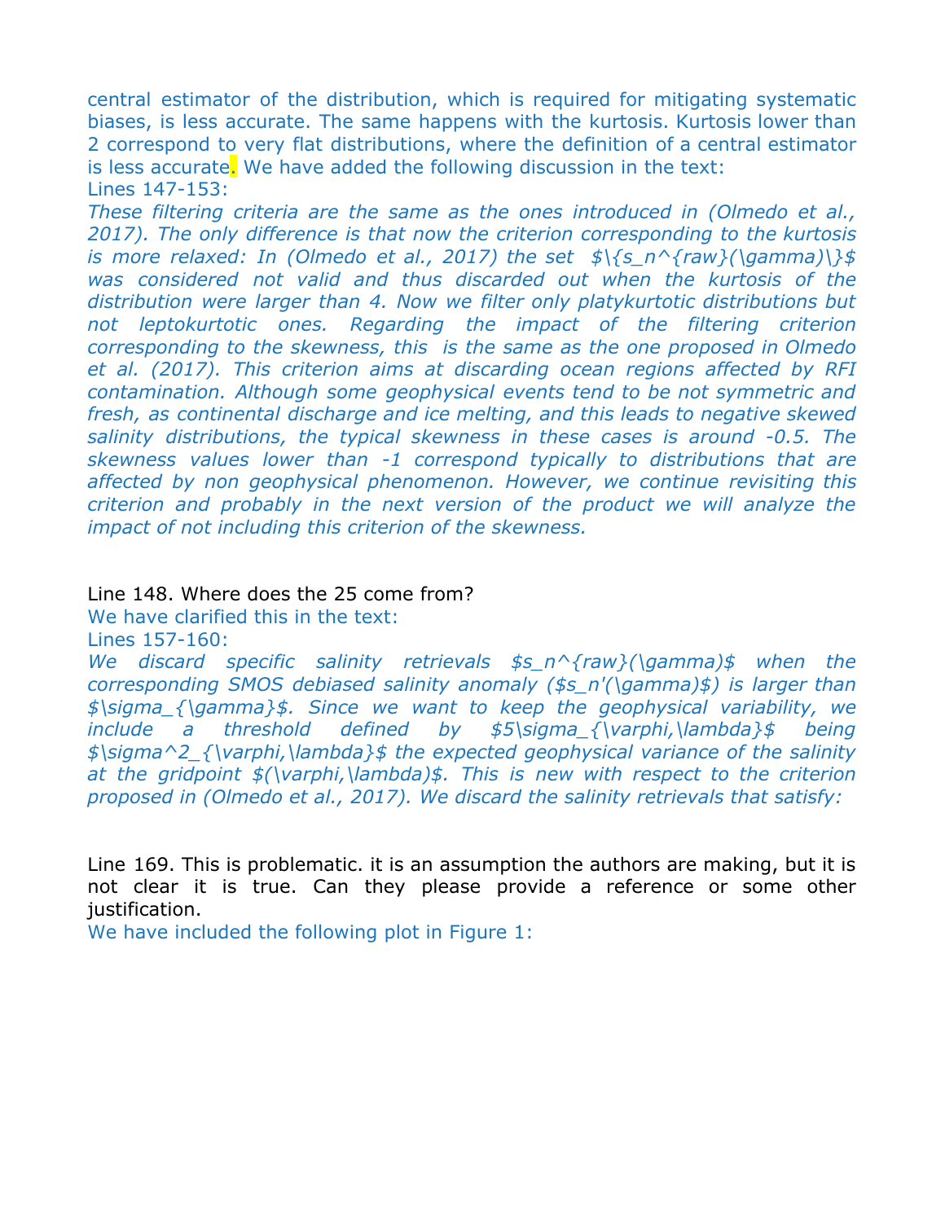central estimator of the distribution, which is required for mitigating systematic biases, is less accurate. The same happens with the kurtosis. Kurtosis lower than 2 correspond to very flat distributions, where the definition of a central estimator is less accurate. We have added the following discussion in the text:

Lines 147-153:

*These filtering criteria are the same as the ones introduced in (Olmedo et al., 2017). The only difference is that now the criterion corresponding to the kurtosis is more relaxed: In (Olmedo et al., 2017) the set $\{s_n^{raw}(\gamma)\}$ was considered not valid and thus discarded out when the kurtosis of the distribution were larger than 4. Now we filter only platykurtotic distributions but not leptokurtotic ones. Regarding the impact of the filtering criterion corresponding to the skewness, this is the same as the one proposed in Olmedo et al. (2017). This criterion aims at discarding ocean regions affected by RFI contamination. Although some geophysical events tend to be not symmetric and fresh, as continental discharge and ice melting, and this leads to negative skewed salinity distributions, the typical skewness in these cases is around -0.5. The skewness values lower than -1 correspond typically to distributions that are affected by non geophysical phenomenon. However, we continue revisiting this criterion and probably in the next version of the product we will analyze the impact of not including this criterion of the skewness.*

Line 148. Where does the 25 come from?

We have clarified this in the text:

Lines 157-160:

*We discard specific salinity retrievals $s_n^{raw}(\gamma)$ when the corresponding SMOS debiased salinity anomaly ($s_n'(\gamma)$) is larger than $\sigma_{\gamma}$. Since we want to keep the geophysical variability, we include a threshold defined by $5\sigma_{\varphi,\lambda}$ being $\sigma^2_{\varphi,\lambda}$ the expected geophysical variance of the salinity at the gridpoint $(\varphi,\lambda)$. This is new with respect to the criterion proposed in (Olmedo et al., 2017). We discard the salinity retrievals that satisfy:*

Line 169. This is problematic. it is an assumption the authors are making, but it is not clear it is true. Can they please provide a reference or some other justification.

We have included the following plot in Figure 1: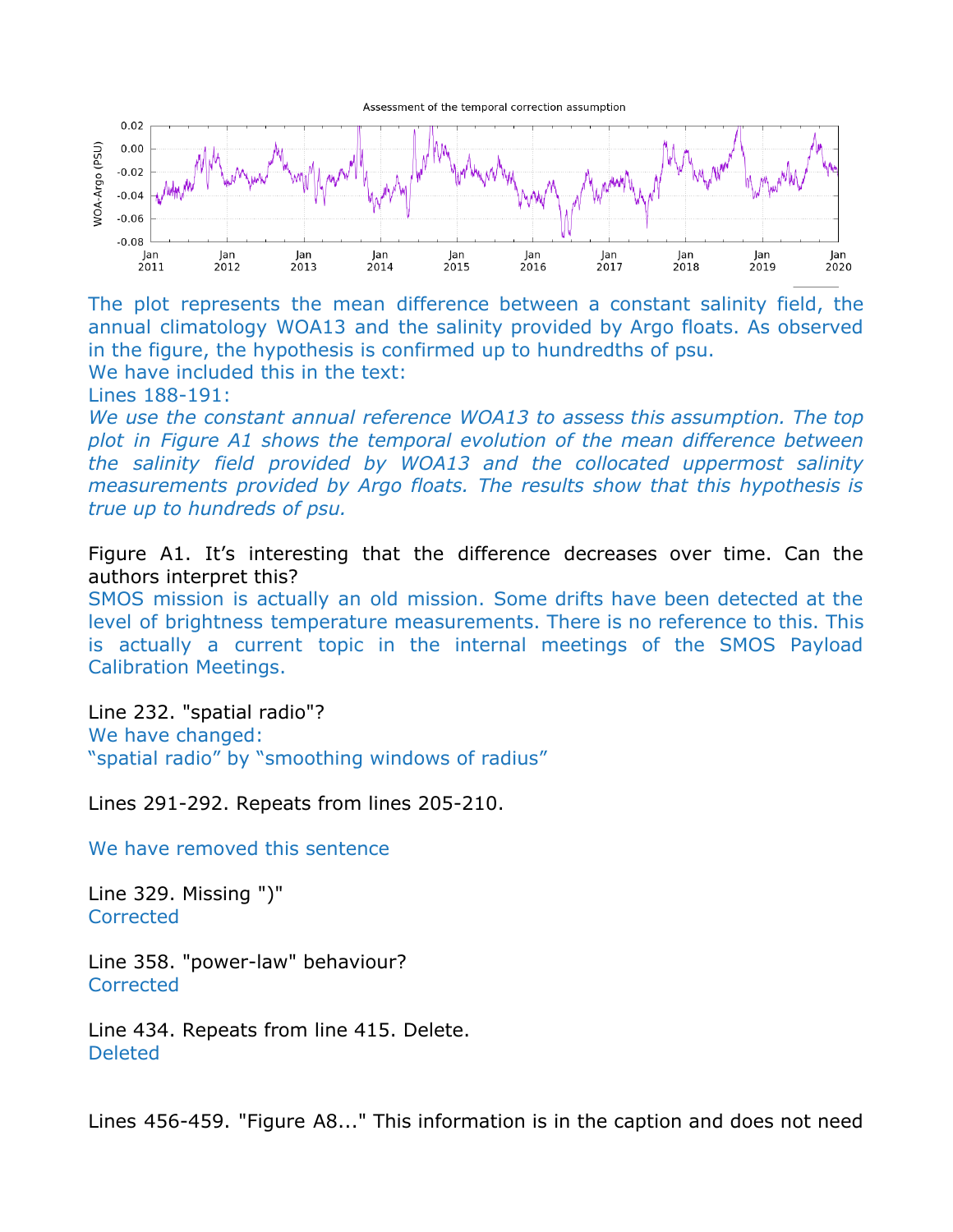The plot represents the mean difference between a constant salinity field, the annual climatology WOA13 and the salinity provided by Argo floats. As observed in the figure, the hypothesis is confirmed up to hundredths of psu.
We have included this in the text:
Lines 188-191:
*We use the constant annual reference WOA13 to assess this assumption. The top plot in Figure A1 shows the temporal evolution of the mean difference between the salinity field provided by WOA13 and the collocated uppermost salinity measurements provided by Argo floats. The results show that this hypothesis is true up to hundreds of psu.*

Figure A1. It's interesting that the difference decreases over time. Can the authors interpret this?
SMOS mission is actually an old mission. Some drifts have been detected at the level of brightness temperature measurements. There is no reference to this. This is actually a current topic in the internal meetings of the SMOS Payload Calibration Meetings.

Line 232. "spatial radio"?
We have changed:
"spatial radio" by "smoothing windows of radius"

Lines 291-292. Repeats from lines 205-210.

We have removed this sentence

Line 329. Missing ")"
Corrected

Line 358. "power-law" behaviour?
Corrected

Line 434. Repeats from line 415. Delete.
Deleted

Lines 456-459. "Figure A8..." This information is in the caption and does not need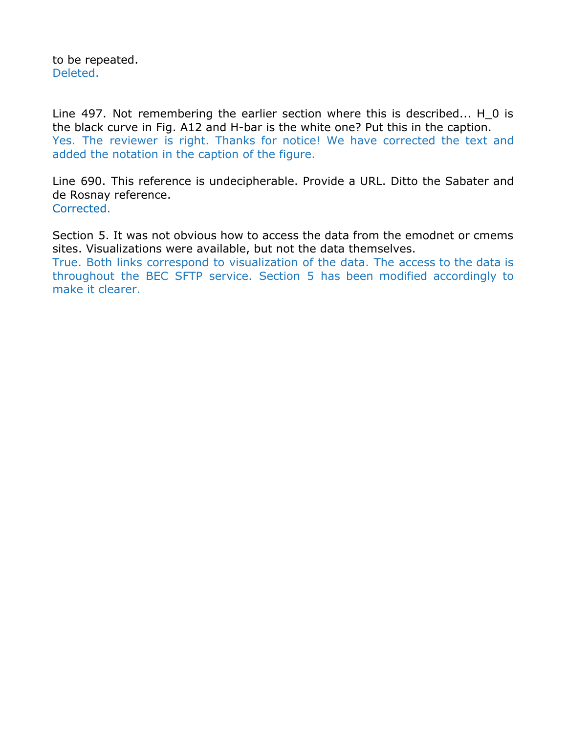to be repeated.
Deleted.

Line 497. Not remembering the earlier section where this is described... $H_0$ is the black curve in Fig. A12 and H-bar is the white one? Put this in the caption.
Yes. The reviewer is right. Thanks for notice! We have corrected the text and added the notation in the caption of the figure.

Line 690. This reference is undecipherable. Provide a URL. Ditto the Sabater and de Rosnay reference.
Corrected.

Section 5. It was not obvious how to access the data from the emodnet or cmems sites. Visualizations were available, but not the data themselves.
True. Both links correspond to visualization of the data. The access to the data is throughout the BEC SFTP service. Section 5 has been modified accordingly to make it clearer.